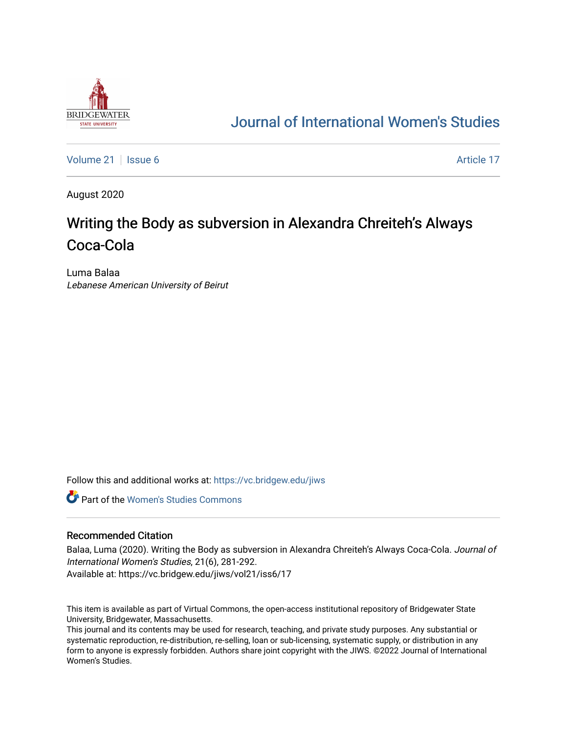# Journal of International Women's Studies

Volume 21 | Issue 6 | Article 17

August 2020

# Writing the Body as subversion in Alexandra Chreiteh's Always Coca-Cola

Luma Balaa
*Lebanese American University of Beirut*

Follow this and additional works at: https://vc.bridgew.edu/jiws

Part of the Women's Studies Commons

## Recommended Citation

Balaa, Luma (2020). Writing the Body as subversion in Alexandra Chreiteh's Always Coca-Cola. *Journal of International Women's Studies*, 21(6), 281-292.
Available at: https://vc.bridgew.edu/jiws/vol21/iss6/17

This item is available as part of Virtual Commons, the open-access institutional repository of Bridgewater State University, Bridgewater, Massachusetts.
This journal and its contents may be used for research, teaching, and private study purposes. Any substantial or systematic reproduction, re-distribution, re-selling, loan or sub-licensing, systematic supply, or distribution in any form to anyone is expressly forbidden. Authors share joint copyright with the JIWS. ©2022 Journal of International Women's Studies.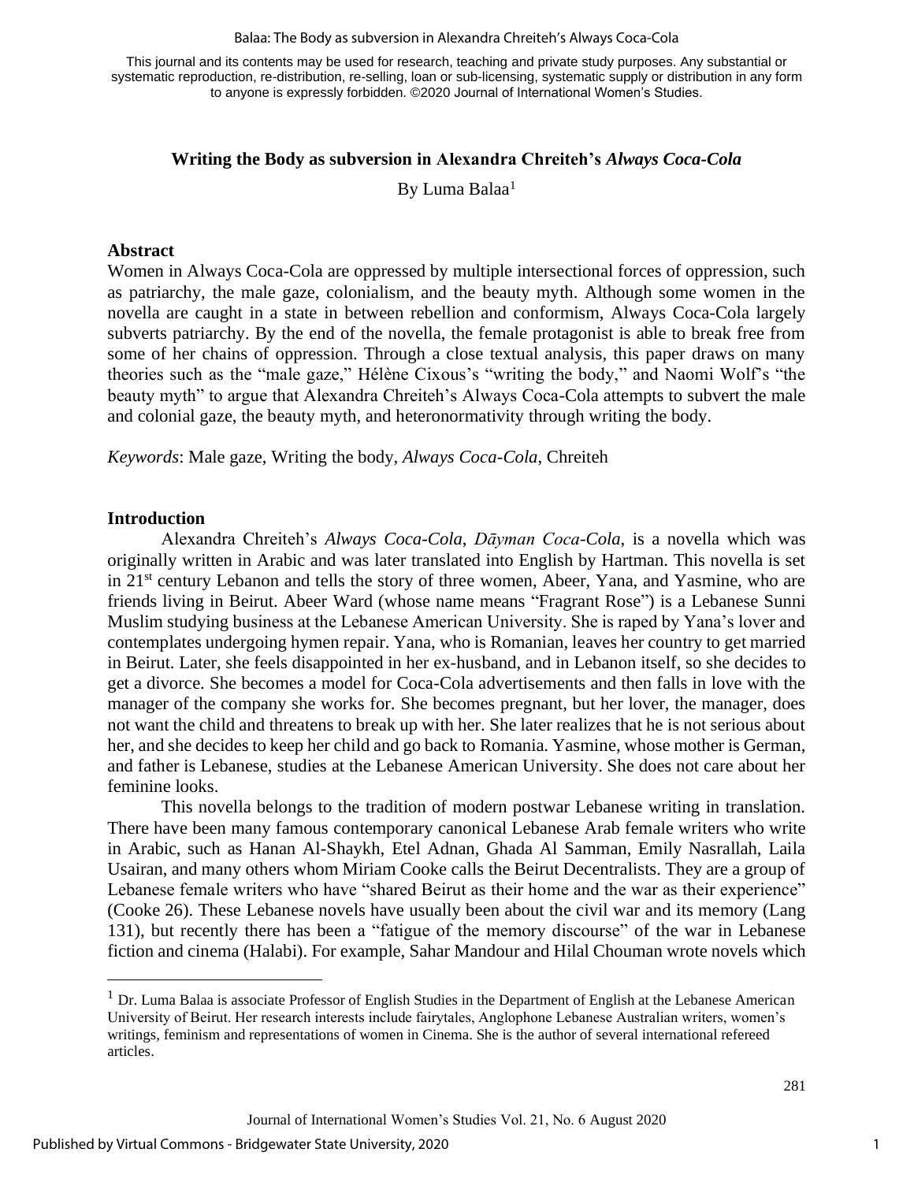**Writing the Body as subversion in Alexandra Chreiteh's *Always Coca-Cola***

By Luma Balaa[1]

## Abstract

Women in Always Coca-Cola are oppressed by multiple intersectional forces of oppression, such as patriarchy, the male gaze, colonialism, and the beauty myth. Although some women in the novella are caught in a state in between rebellion and conformism, Always Coca-Cola largely subverts patriarchy. By the end of the novella, the female protagonist is able to break free from some of her chains of oppression. Through a close textual analysis, this paper draws on many theories such as the "male gaze," Hélène Cixous's "writing the body," and Naomi Wolf's "the beauty myth" to argue that Alexandra Chreiteh's Always Coca-Cola attempts to subvert the male and colonial gaze, the beauty myth, and heteronormativity through writing the body.

*Keywords*: Male gaze, Writing the body, *Always Coca-Cola*, Chreiteh

## Introduction

Alexandra Chreiteh's *Always Coca-Cola*, *Dāyman Coca-Cola*, is a novella which was originally written in Arabic and was later translated into English by Hartman. This novella is set in 21st century Lebanon and tells the story of three women, Abeer, Yana, and Yasmine, who are friends living in Beirut. Abeer Ward (whose name means "Fragrant Rose") is a Lebanese Sunni Muslim studying business at the Lebanese American University. She is raped by Yana's lover and contemplates undergoing hymen repair. Yana, who is Romanian, leaves her country to get married in Beirut. Later, she feels disappointed in her ex-husband, and in Lebanon itself, so she decides to get a divorce. She becomes a model for Coca-Cola advertisements and then falls in love with the manager of the company she works for. She becomes pregnant, but her lover, the manager, does not want the child and threatens to break up with her. She later realizes that he is not serious about her, and she decides to keep her child and go back to Romania. Yasmine, whose mother is German, and father is Lebanese, studies at the Lebanese American University. She does not care about her feminine looks.

This novella belongs to the tradition of modern postwar Lebanese writing in translation. There have been many famous contemporary canonical Lebanese Arab female writers who write in Arabic, such as Hanan Al-Shaykh, Etel Adnan, Ghada Al Samman, Emily Nasrallah, Laila Usairan, and many others whom Miriam Cooke calls the Beirut Decentralists. They are a group of Lebanese female writers who have "shared Beirut as their home and the war as their experience" (Cooke 26). These Lebanese novels have usually been about the civil war and its memory (Lang 131), but recently there has been a "fatigue of the memory discourse" of the war in Lebanese fiction and cinema (Halabi). For example, Sahar Mandour and Hilal Chouman wrote novels which

---

[1] Dr. Luma Balaa is associate Professor of English Studies in the Department of English at the Lebanese American University of Beirut. Her research interests include fairytales, Anglophone Lebanese Australian writers, women's writings, feminism and representations of women in Cinema. She is the author of several international refereed articles.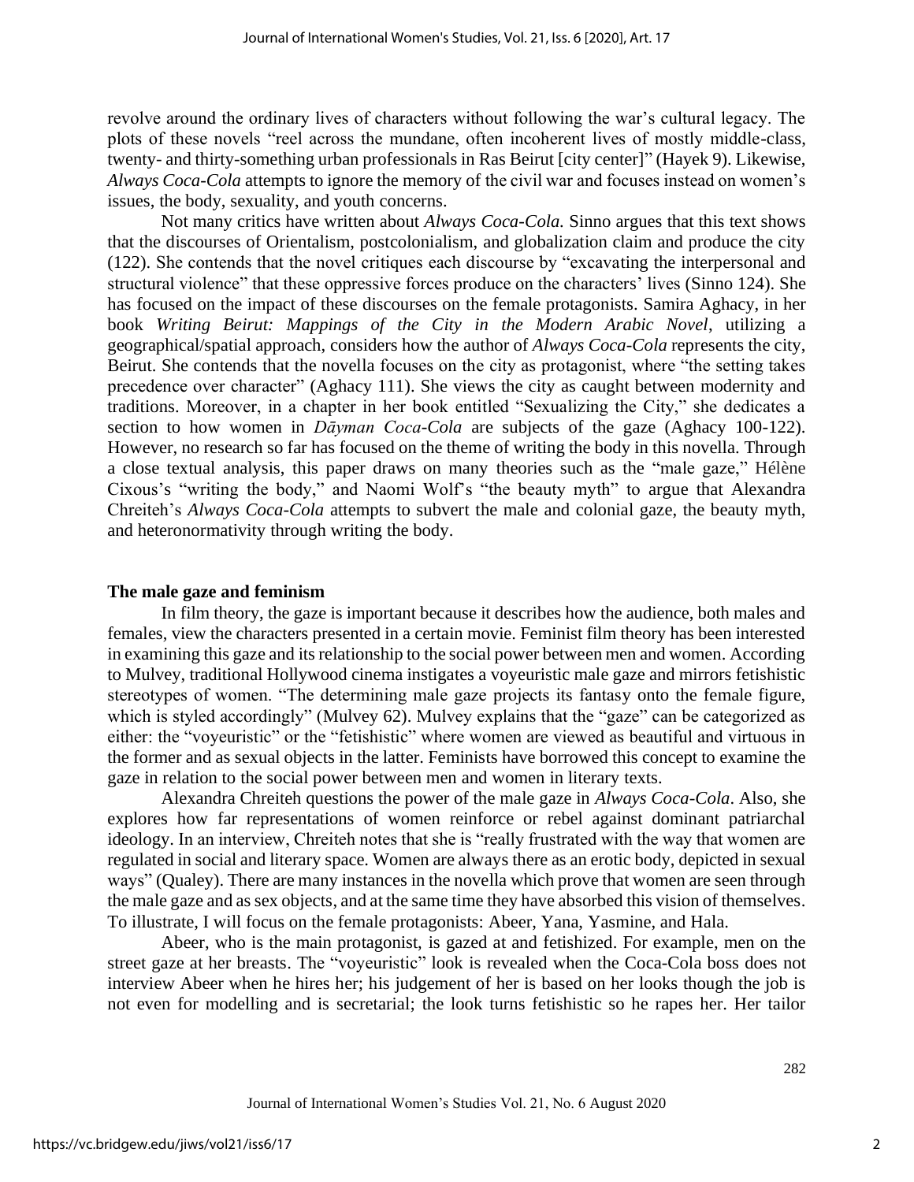revolve around the ordinary lives of characters without following the war's cultural legacy. The plots of these novels "reel across the mundane, often incoherent lives of mostly middle-class, twenty- and thirty-something urban professionals in Ras Beirut [city center]" (Hayek 9). Likewise, *Always Coca-Cola* attempts to ignore the memory of the civil war and focuses instead on women's issues, the body, sexuality, and youth concerns.

Not many critics have written about *Always Coca-Cola.* Sinno argues that this text shows that the discourses of Orientalism, postcolonialism, and globalization claim and produce the city (122). She contends that the novel critiques each discourse by "excavating the interpersonal and structural violence" that these oppressive forces produce on the characters' lives (Sinno 124). She has focused on the impact of these discourses on the female protagonists. Samira Aghacy, in her book *Writing Beirut: Mappings of the City in the Modern Arabic Novel*, utilizing a geographical/spatial approach, considers how the author of *Always Coca-Cola* represents the city, Beirut. She contends that the novella focuses on the city as protagonist, where "the setting takes precedence over character" (Aghacy 111). She views the city as caught between modernity and traditions. Moreover, in a chapter in her book entitled "Sexualizing the City," she dedicates a section to how women in *Dāyman Coca-Cola* are subjects of the gaze (Aghacy 100-122). However, no research so far has focused on the theme of writing the body in this novella. Through a close textual analysis, this paper draws on many theories such as the "male gaze," Hélène Cixous's "writing the body," and Naomi Wolf's "the beauty myth" to argue that Alexandra Chreiteh's *Always Coca-Cola* attempts to subvert the male and colonial gaze, the beauty myth, and heteronormativity through writing the body.

## The male gaze and feminism

In film theory, the gaze is important because it describes how the audience, both males and females, view the characters presented in a certain movie. Feminist film theory has been interested in examining this gaze and its relationship to the social power between men and women. According to Mulvey, traditional Hollywood cinema instigates a voyeuristic male gaze and mirrors fetishistic stereotypes of women. "The determining male gaze projects its fantasy onto the female figure, which is styled accordingly" (Mulvey 62). Mulvey explains that the "gaze" can be categorized as either: the "voyeuristic" or the "fetishistic" where women are viewed as beautiful and virtuous in the former and as sexual objects in the latter. Feminists have borrowed this concept to examine the gaze in relation to the social power between men and women in literary texts.

Alexandra Chreiteh questions the power of the male gaze in *Always Coca-Cola*. Also, she explores how far representations of women reinforce or rebel against dominant patriarchal ideology. In an interview, Chreiteh notes that she is "really frustrated with the way that women are regulated in social and literary space. Women are always there as an erotic body, depicted in sexual ways" (Qualey). There are many instances in the novella which prove that women are seen through the male gaze and as sex objects, and at the same time they have absorbed this vision of themselves. To illustrate, I will focus on the female protagonists: Abeer, Yana, Yasmine, and Hala.

Abeer, who is the main protagonist, is gazed at and fetishized. For example, men on the street gaze at her breasts. The "voyeuristic" look is revealed when the Coca-Cola boss does not interview Abeer when he hires her; his judgement of her is based on her looks though the job is not even for modelling and is secretarial; the look turns fetishistic so he rapes her. Her tailor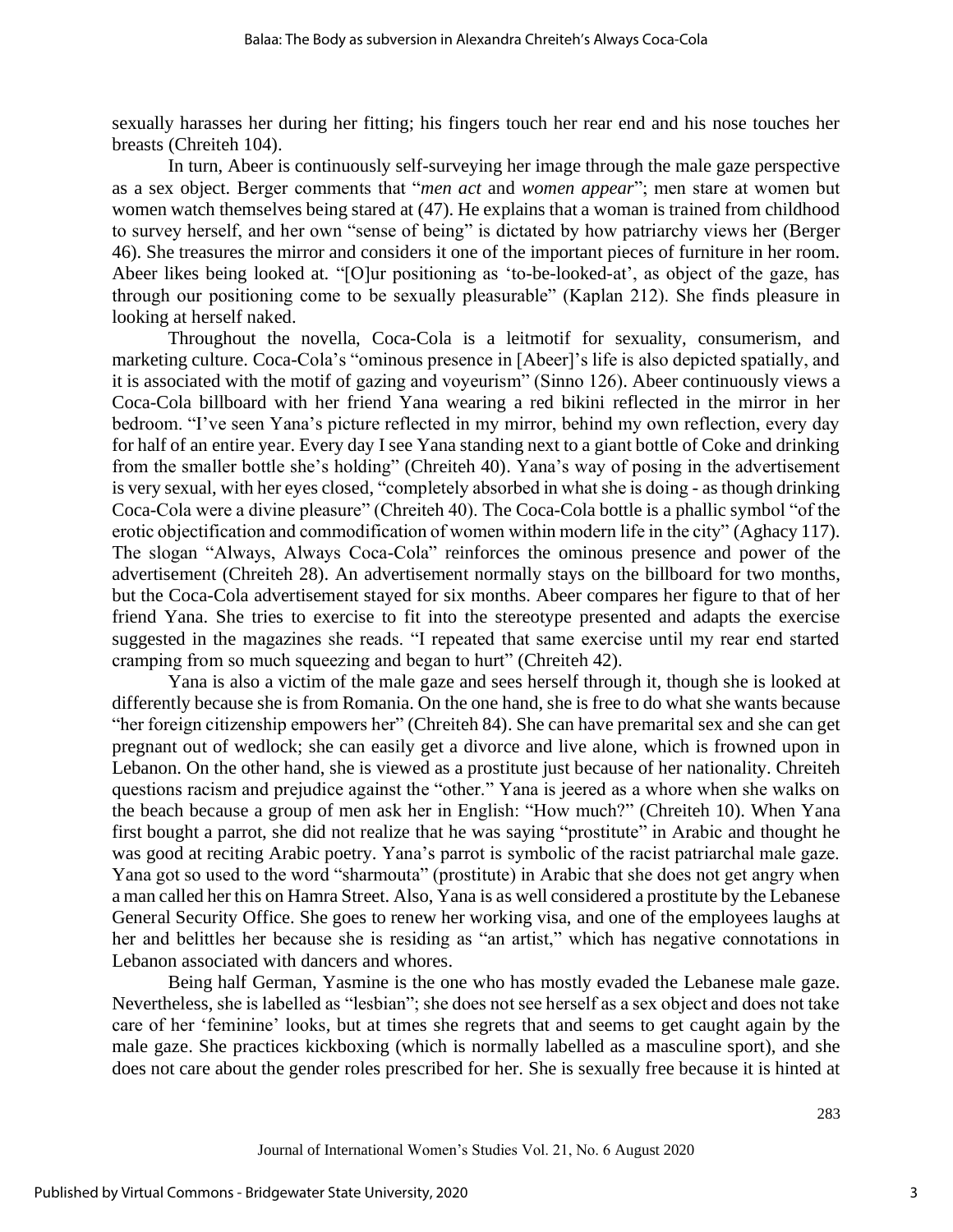sexually harasses her during her fitting; his fingers touch her rear end and his nose touches her breasts (Chreiteh 104).

In turn, Abeer is continuously self-surveying her image through the male gaze perspective as a sex object. Berger comments that "*men act* and *women appear*"; men stare at women but women watch themselves being stared at (47). He explains that a woman is trained from childhood to survey herself, and her own "sense of being" is dictated by how patriarchy views her (Berger 46). She treasures the mirror and considers it one of the important pieces of furniture in her room. Abeer likes being looked at. "[O]ur positioning as 'to-be-looked-at', as object of the gaze, has through our positioning come to be sexually pleasurable" (Kaplan 212). She finds pleasure in looking at herself naked.

Throughout the novella, Coca-Cola is a leitmotif for sexuality, consumerism, and marketing culture. Coca-Cola's "ominous presence in [Abeer]'s life is also depicted spatially, and it is associated with the motif of gazing and voyeurism" (Sinno 126). Abeer continuously views a Coca-Cola billboard with her friend Yana wearing a red bikini reflected in the mirror in her bedroom. "I've seen Yana's picture reflected in my mirror, behind my own reflection, every day for half of an entire year. Every day I see Yana standing next to a giant bottle of Coke and drinking from the smaller bottle she's holding" (Chreiteh 40). Yana's way of posing in the advertisement is very sexual, with her eyes closed, "completely absorbed in what she is doing - as though drinking Coca-Cola were a divine pleasure" (Chreiteh 40). The Coca-Cola bottle is a phallic symbol "of the erotic objectification and commodification of women within modern life in the city" (Aghacy 117). The slogan "Always, Always Coca-Cola" reinforces the ominous presence and power of the advertisement (Chreiteh 28). An advertisement normally stays on the billboard for two months, but the Coca-Cola advertisement stayed for six months. Abeer compares her figure to that of her friend Yana. She tries to exercise to fit into the stereotype presented and adapts the exercise suggested in the magazines she reads. "I repeated that same exercise until my rear end started cramping from so much squeezing and began to hurt" (Chreiteh 42).

Yana is also a victim of the male gaze and sees herself through it, though she is looked at differently because she is from Romania. On the one hand, she is free to do what she wants because "her foreign citizenship empowers her" (Chreiteh 84). She can have premarital sex and she can get pregnant out of wedlock; she can easily get a divorce and live alone, which is frowned upon in Lebanon. On the other hand, she is viewed as a prostitute just because of her nationality. Chreiteh questions racism and prejudice against the "other." Yana is jeered as a whore when she walks on the beach because a group of men ask her in English: "How much?" (Chreiteh 10). When Yana first bought a parrot, she did not realize that he was saying "prostitute" in Arabic and thought he was good at reciting Arabic poetry. Yana's parrot is symbolic of the racist patriarchal male gaze. Yana got so used to the word "sharmouta" (prostitute) in Arabic that she does not get angry when a man called her this on Hamra Street. Also, Yana is as well considered a prostitute by the Lebanese General Security Office. She goes to renew her working visa, and one of the employees laughs at her and belittles her because she is residing as "an artist," which has negative connotations in Lebanon associated with dancers and whores.

Being half German, Yasmine is the one who has mostly evaded the Lebanese male gaze. Nevertheless, she is labelled as "lesbian"; she does not see herself as a sex object and does not take care of her 'feminine' looks, but at times she regrets that and seems to get caught again by the male gaze. She practices kickboxing (which is normally labelled as a masculine sport), and she does not care about the gender roles prescribed for her. She is sexually free because it is hinted at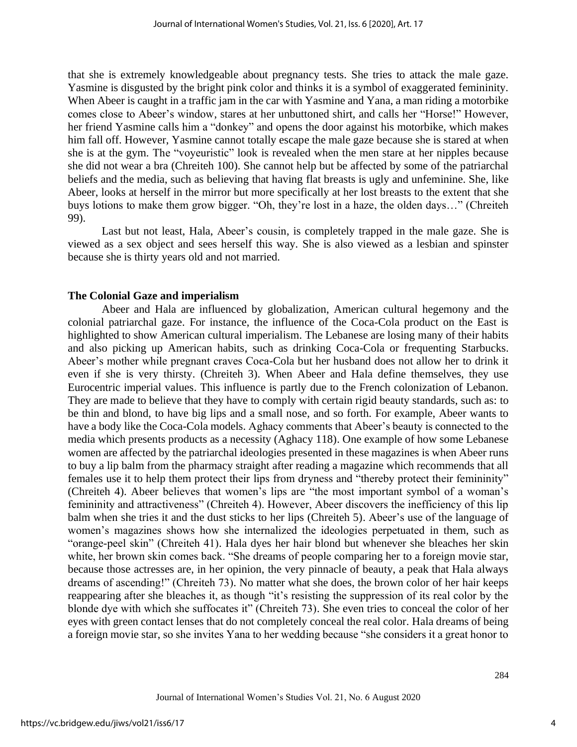that she is extremely knowledgeable about pregnancy tests. She tries to attack the male gaze. Yasmine is disgusted by the bright pink color and thinks it is a symbol of exaggerated femininity. When Abeer is caught in a traffic jam in the car with Yasmine and Yana, a man riding a motorbike comes close to Abeer's window, stares at her unbuttoned shirt, and calls her "Horse!" However, her friend Yasmine calls him a "donkey" and opens the door against his motorbike, which makes him fall off. However, Yasmine cannot totally escape the male gaze because she is stared at when she is at the gym. The "voyeuristic" look is revealed when the men stare at her nipples because she did not wear a bra (Chreiteh 100). She cannot help but be affected by some of the patriarchal beliefs and the media, such as believing that having flat breasts is ugly and unfeminine. She, like Abeer, looks at herself in the mirror but more specifically at her lost breasts to the extent that she buys lotions to make them grow bigger. "Oh, they're lost in a haze, the olden days…" (Chreiteh 99).

Last but not least, Hala, Abeer's cousin, is completely trapped in the male gaze. She is viewed as a sex object and sees herself this way. She is also viewed as a lesbian and spinster because she is thirty years old and not married.

## The Colonial Gaze and imperialism

Abeer and Hala are influenced by globalization, American cultural hegemony and the colonial patriarchal gaze. For instance, the influence of the Coca-Cola product on the East is highlighted to show American cultural imperialism. The Lebanese are losing many of their habits and also picking up American habits, such as drinking Coca-Cola or frequenting Starbucks. Abeer's mother while pregnant craves Coca-Cola but her husband does not allow her to drink it even if she is very thirsty. (Chreiteh 3). When Abeer and Hala define themselves, they use Eurocentric imperial values. This influence is partly due to the French colonization of Lebanon. They are made to believe that they have to comply with certain rigid beauty standards, such as: to be thin and blond, to have big lips and a small nose, and so forth. For example, Abeer wants to have a body like the Coca-Cola models. Aghacy comments that Abeer's beauty is connected to the media which presents products as a necessity (Aghacy 118). One example of how some Lebanese women are affected by the patriarchal ideologies presented in these magazines is when Abeer runs to buy a lip balm from the pharmacy straight after reading a magazine which recommends that all females use it to help them protect their lips from dryness and "thereby protect their femininity" (Chreiteh 4). Abeer believes that women's lips are "the most important symbol of a woman's femininity and attractiveness" (Chreiteh 4). However, Abeer discovers the inefficiency of this lip balm when she tries it and the dust sticks to her lips (Chreiteh 5). Abeer's use of the language of women's magazines shows how she internalized the ideologies perpetuated in them, such as "orange-peel skin" (Chreiteh 41). Hala dyes her hair blond but whenever she bleaches her skin white, her brown skin comes back. "She dreams of people comparing her to a foreign movie star, because those actresses are, in her opinion, the very pinnacle of beauty, a peak that Hala always dreams of ascending!" (Chreiteh 73). No matter what she does, the brown color of her hair keeps reappearing after she bleaches it, as though "it's resisting the suppression of its real color by the blonde dye with which she suffocates it" (Chreiteh 73). She even tries to conceal the color of her eyes with green contact lenses that do not completely conceal the real color. Hala dreams of being a foreign movie star, so she invites Yana to her wedding because "she considers it a great honor to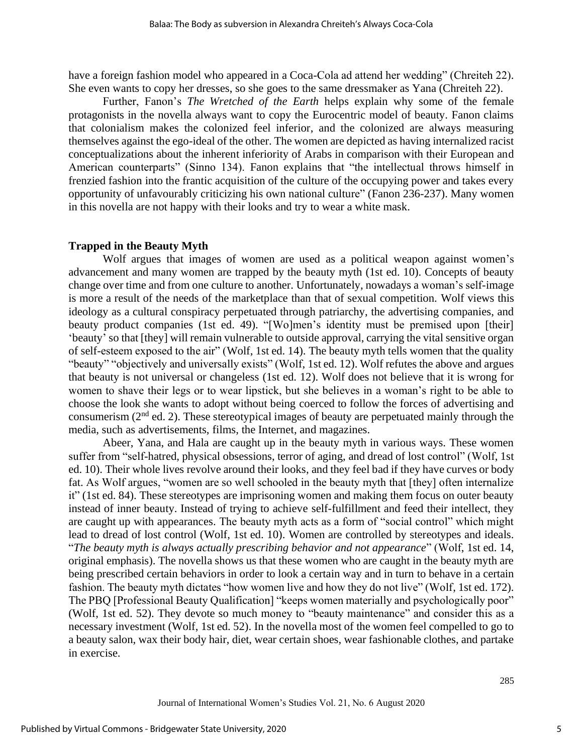have a foreign fashion model who appeared in a Coca-Cola ad attend her wedding" (Chreiteh 22). She even wants to copy her dresses, so she goes to the same dressmaker as Yana (Chreiteh 22).

Further, Fanon's *The Wretched of the Earth* helps explain why some of the female protagonists in the novella always want to copy the Eurocentric model of beauty. Fanon claims that colonialism makes the colonized feel inferior, and the colonized are always measuring themselves against the ego-ideal of the other. The women are depicted as having internalized racist conceptualizations about the inherent inferiority of Arabs in comparison with their European and American counterparts" (Sinno 134). Fanon explains that "the intellectual throws himself in frenzied fashion into the frantic acquisition of the culture of the occupying power and takes every opportunity of unfavourably criticizing his own national culture" (Fanon 236-237). Many women in this novella are not happy with their looks and try to wear a white mask.

## Trapped in the Beauty Myth

Wolf argues that images of women are used as a political weapon against women's advancement and many women are trapped by the beauty myth (1st ed. 10). Concepts of beauty change over time and from one culture to another. Unfortunately, nowadays a woman's self-image is more a result of the needs of the marketplace than that of sexual competition. Wolf views this ideology as a cultural conspiracy perpetuated through patriarchy, the advertising companies, and beauty product companies (1st ed. 49). "[Wo]men's identity must be premised upon [their] 'beauty' so that [they] will remain vulnerable to outside approval, carrying the vital sensitive organ of self-esteem exposed to the air" (Wolf, 1st ed. 14). The beauty myth tells women that the quality "beauty" "objectively and universally exists" (Wolf, 1st ed. 12). Wolf refutes the above and argues that beauty is not universal or changeless (1st ed. 12). Wolf does not believe that it is wrong for women to shave their legs or to wear lipstick, but she believes in a woman's right to be able to choose the look she wants to adopt without being coerced to follow the forces of advertising and consumerism (2nd ed. 2). These stereotypical images of beauty are perpetuated mainly through the media, such as advertisements, films, the Internet, and magazines.

Abeer, Yana, and Hala are caught up in the beauty myth in various ways. These women suffer from "self-hatred, physical obsessions, terror of aging, and dread of lost control" (Wolf, 1st ed. 10). Their whole lives revolve around their looks, and they feel bad if they have curves or body fat. As Wolf argues, "women are so well schooled in the beauty myth that [they] often internalize it" (1st ed. 84). These stereotypes are imprisoning women and making them focus on outer beauty instead of inner beauty. Instead of trying to achieve self-fulfillment and feed their intellect, they are caught up with appearances. The beauty myth acts as a form of "social control" which might lead to dread of lost control (Wolf, 1st ed. 10). Women are controlled by stereotypes and ideals. "*The beauty myth is always actually prescribing behavior and not appearance*" (Wolf, 1st ed. 14, original emphasis). The novella shows us that these women who are caught in the beauty myth are being prescribed certain behaviors in order to look a certain way and in turn to behave in a certain fashion. The beauty myth dictates "how women live and how they do not live" (Wolf, 1st ed. 172). The PBQ [Professional Beauty Qualification] "keeps women materially and psychologically poor" (Wolf, 1st ed. 52). They devote so much money to "beauty maintenance" and consider this as a necessary investment (Wolf, 1st ed. 52). In the novella most of the women feel compelled to go to a beauty salon, wax their body hair, diet, wear certain shoes, wear fashionable clothes, and partake in exercise.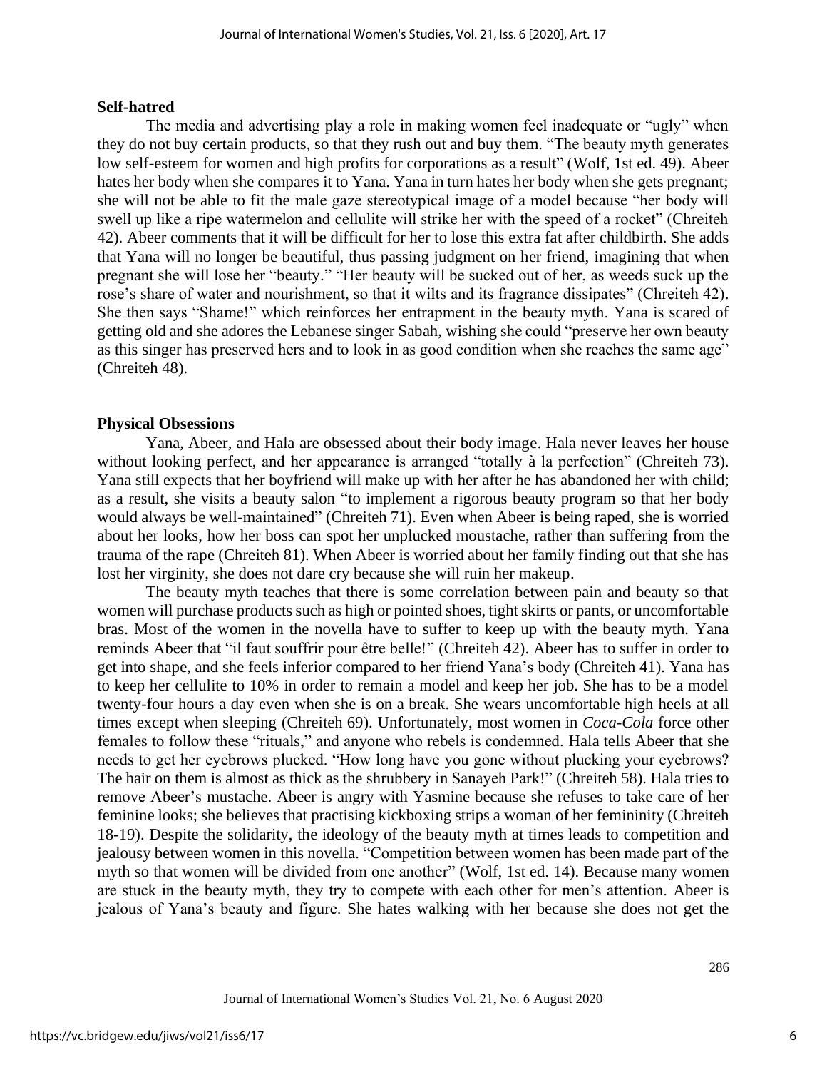### Self-hatred

The media and advertising play a role in making women feel inadequate or "ugly" when they do not buy certain products, so that they rush out and buy them. "The beauty myth generates low self-esteem for women and high profits for corporations as a result" (Wolf, 1st ed. 49). Abeer hates her body when she compares it to Yana. Yana in turn hates her body when she gets pregnant; she will not be able to fit the male gaze stereotypical image of a model because "her body will swell up like a ripe watermelon and cellulite will strike her with the speed of a rocket" (Chreiteh 42). Abeer comments that it will be difficult for her to lose this extra fat after childbirth. She adds that Yana will no longer be beautiful, thus passing judgment on her friend, imagining that when pregnant she will lose her "beauty." "Her beauty will be sucked out of her, as weeds suck up the rose's share of water and nourishment, so that it wilts and its fragrance dissipates" (Chreiteh 42). She then says "Shame!" which reinforces her entrapment in the beauty myth. Yana is scared of getting old and she adores the Lebanese singer Sabah, wishing she could "preserve her own beauty as this singer has preserved hers and to look in as good condition when she reaches the same age" (Chreiteh 48).

### Physical Obsessions

Yana, Abeer, and Hala are obsessed about their body image. Hala never leaves her house without looking perfect, and her appearance is arranged "totally à la perfection" (Chreiteh 73). Yana still expects that her boyfriend will make up with her after he has abandoned her with child; as a result, she visits a beauty salon "to implement a rigorous beauty program so that her body would always be well-maintained" (Chreiteh 71). Even when Abeer is being raped, she is worried about her looks, how her boss can spot her unplucked moustache, rather than suffering from the trauma of the rape (Chreiteh 81). When Abeer is worried about her family finding out that she has lost her virginity, she does not dare cry because she will ruin her makeup.

The beauty myth teaches that there is some correlation between pain and beauty so that women will purchase products such as high or pointed shoes, tight skirts or pants, or uncomfortable bras. Most of the women in the novella have to suffer to keep up with the beauty myth. Yana reminds Abeer that "il faut souffrir pour être belle!" (Chreiteh 42). Abeer has to suffer in order to get into shape, and she feels inferior compared to her friend Yana's body (Chreiteh 41). Yana has to keep her cellulite to 10% in order to remain a model and keep her job. She has to be a model twenty-four hours a day even when she is on a break. She wears uncomfortable high heels at all times except when sleeping (Chreiteh 69). Unfortunately, most women in *Coca-Cola* force other females to follow these "rituals," and anyone who rebels is condemned. Hala tells Abeer that she needs to get her eyebrows plucked. "How long have you gone without plucking your eyebrows? The hair on them is almost as thick as the shrubbery in Sanayeh Park!" (Chreiteh 58). Hala tries to remove Abeer's mustache. Abeer is angry with Yasmine because she refuses to take care of her feminine looks; she believes that practising kickboxing strips a woman of her femininity (Chreiteh 18-19). Despite the solidarity, the ideology of the beauty myth at times leads to competition and jealousy between women in this novella. "Competition between women has been made part of the myth so that women will be divided from one another" (Wolf, 1st ed. 14). Because many women are stuck in the beauty myth, they try to compete with each other for men's attention. Abeer is jealous of Yana's beauty and figure. She hates walking with her because she does not get the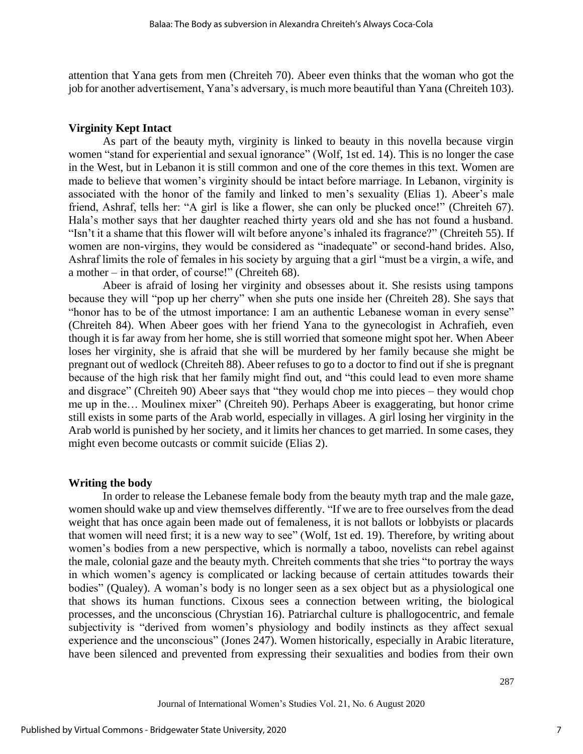attention that Yana gets from men (Chreiteh 70). Abeer even thinks that the woman who got the job for another advertisement, Yana's adversary, is much more beautiful than Yana (Chreiteh 103).

### Virginity Kept Intact

As part of the beauty myth, virginity is linked to beauty in this novella because virgin women "stand for experiential and sexual ignorance" (Wolf, 1st ed. 14). This is no longer the case in the West, but in Lebanon it is still common and one of the core themes in this text. Women are made to believe that women's virginity should be intact before marriage. In Lebanon, virginity is associated with the honor of the family and linked to men's sexuality (Elias 1). Abeer's male friend, Ashraf, tells her: "A girl is like a flower, she can only be plucked once!" (Chreiteh 67). Hala's mother says that her daughter reached thirty years old and she has not found a husband. "Isn't it a shame that this flower will wilt before anyone's inhaled its fragrance?" (Chreiteh 55). If women are non-virgins, they would be considered as "inadequate" or second-hand brides. Also, Ashraf limits the role of females in his society by arguing that a girl "must be a virgin, a wife, and a mother – in that order, of course!" (Chreiteh 68).

Abeer is afraid of losing her virginity and obsesses about it. She resists using tampons because they will "pop up her cherry" when she puts one inside her (Chreiteh 28). She says that "honor has to be of the utmost importance: I am an authentic Lebanese woman in every sense" (Chreiteh 84). When Abeer goes with her friend Yana to the gynecologist in Achrafieh, even though it is far away from her home, she is still worried that someone might spot her. When Abeer loses her virginity, she is afraid that she will be murdered by her family because she might be pregnant out of wedlock (Chreiteh 88). Abeer refuses to go to a doctor to find out if she is pregnant because of the high risk that her family might find out, and "this could lead to even more shame and disgrace" (Chreiteh 90) Abeer says that "they would chop me into pieces – they would chop me up in the… Moulinex mixer" (Chreiteh 90). Perhaps Abeer is exaggerating, but honor crime still exists in some parts of the Arab world, especially in villages. A girl losing her virginity in the Arab world is punished by her society, and it limits her chances to get married. In some cases, they might even become outcasts or commit suicide (Elias 2).

### Writing the body

In order to release the Lebanese female body from the beauty myth trap and the male gaze, women should wake up and view themselves differently. "If we are to free ourselves from the dead weight that has once again been made out of femaleness, it is not ballots or lobbyists or placards that women will need first; it is a new way to see" (Wolf, 1st ed. 19). Therefore, by writing about women's bodies from a new perspective, which is normally a taboo, novelists can rebel against the male, colonial gaze and the beauty myth. Chreiteh comments that she tries "to portray the ways in which women's agency is complicated or lacking because of certain attitudes towards their bodies" (Qualey). A woman's body is no longer seen as a sex object but as a physiological one that shows its human functions. Cixous sees a connection between writing, the biological processes, and the unconscious (Chrystian 16). Patriarchal culture is phallogocentric, and female subjectivity is "derived from women's physiology and bodily instincts as they affect sexual experience and the unconscious" (Jones 247). Women historically, especially in Arabic literature, have been silenced and prevented from expressing their sexualities and bodies from their own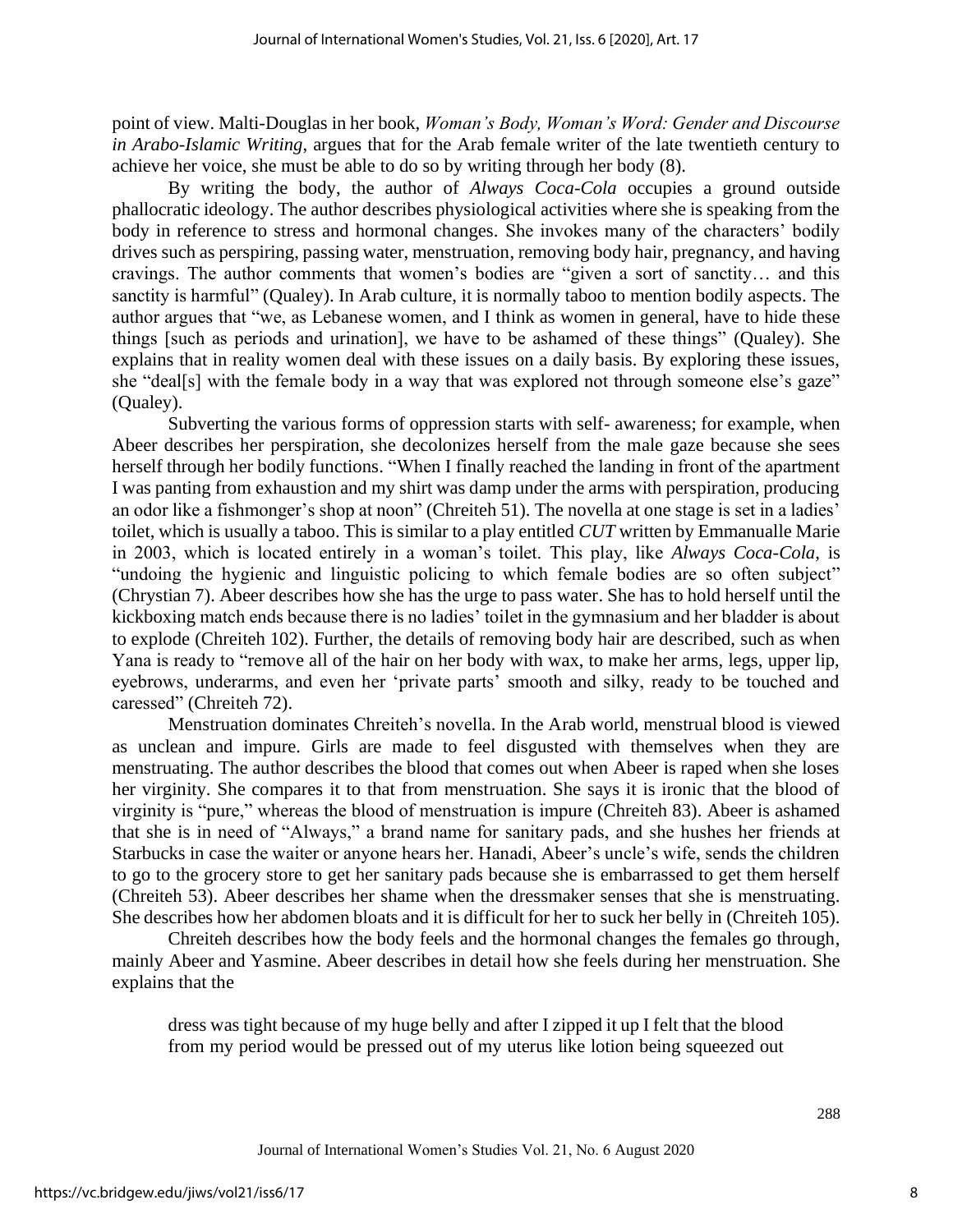point of view. Malti-Douglas in her book, *Woman's Body, Woman's Word: Gender and Discourse in Arabo-Islamic Writing*, argues that for the Arab female writer of the late twentieth century to achieve her voice, she must be able to do so by writing through her body (8).

By writing the body, the author of *Always Coca-Cola* occupies a ground outside phallocratic ideology. The author describes physiological activities where she is speaking from the body in reference to stress and hormonal changes. She invokes many of the characters' bodily drives such as perspiring, passing water, menstruation, removing body hair, pregnancy, and having cravings. The author comments that women's bodies are "given a sort of sanctity… and this sanctity is harmful" (Qualey). In Arab culture, it is normally taboo to mention bodily aspects. The author argues that "we, as Lebanese women, and I think as women in general, have to hide these things [such as periods and urination], we have to be ashamed of these things" (Qualey). She explains that in reality women deal with these issues on a daily basis. By exploring these issues, she "deal[s] with the female body in a way that was explored not through someone else's gaze" (Qualey).

Subverting the various forms of oppression starts with self- awareness; for example, when Abeer describes her perspiration, she decolonizes herself from the male gaze because she sees herself through her bodily functions. "When I finally reached the landing in front of the apartment I was panting from exhaustion and my shirt was damp under the arms with perspiration, producing an odor like a fishmonger's shop at noon" (Chreiteh 51). The novella at one stage is set in a ladies' toilet, which is usually a taboo. This is similar to a play entitled *CUT* written by Emmanualle Marie in 2003, which is located entirely in a woman's toilet. This play, like *Always Coca-Cola*, is "undoing the hygienic and linguistic policing to which female bodies are so often subject" (Chrystian 7). Abeer describes how she has the urge to pass water. She has to hold herself until the kickboxing match ends because there is no ladies' toilet in the gymnasium and her bladder is about to explode (Chreiteh 102). Further, the details of removing body hair are described, such as when Yana is ready to "remove all of the hair on her body with wax, to make her arms, legs, upper lip, eyebrows, underarms, and even her 'private parts' smooth and silky, ready to be touched and caressed" (Chreiteh 72).

Menstruation dominates Chreiteh's novella. In the Arab world, menstrual blood is viewed as unclean and impure. Girls are made to feel disgusted with themselves when they are menstruating. The author describes the blood that comes out when Abeer is raped when she loses her virginity. She compares it to that from menstruation. She says it is ironic that the blood of virginity is "pure," whereas the blood of menstruation is impure (Chreiteh 83). Abeer is ashamed that she is in need of "Always," a brand name for sanitary pads, and she hushes her friends at Starbucks in case the waiter or anyone hears her. Hanadi, Abeer's uncle's wife, sends the children to go to the grocery store to get her sanitary pads because she is embarrassed to get them herself (Chreiteh 53). Abeer describes her shame when the dressmaker senses that she is menstruating. She describes how her abdomen bloats and it is difficult for her to suck her belly in (Chreiteh 105).

Chreiteh describes how the body feels and the hormonal changes the females go through, mainly Abeer and Yasmine. Abeer describes in detail how she feels during her menstruation. She explains that the

> dress was tight because of my huge belly and after I zipped it up I felt that the blood from my period would be pressed out of my uterus like lotion being squeezed out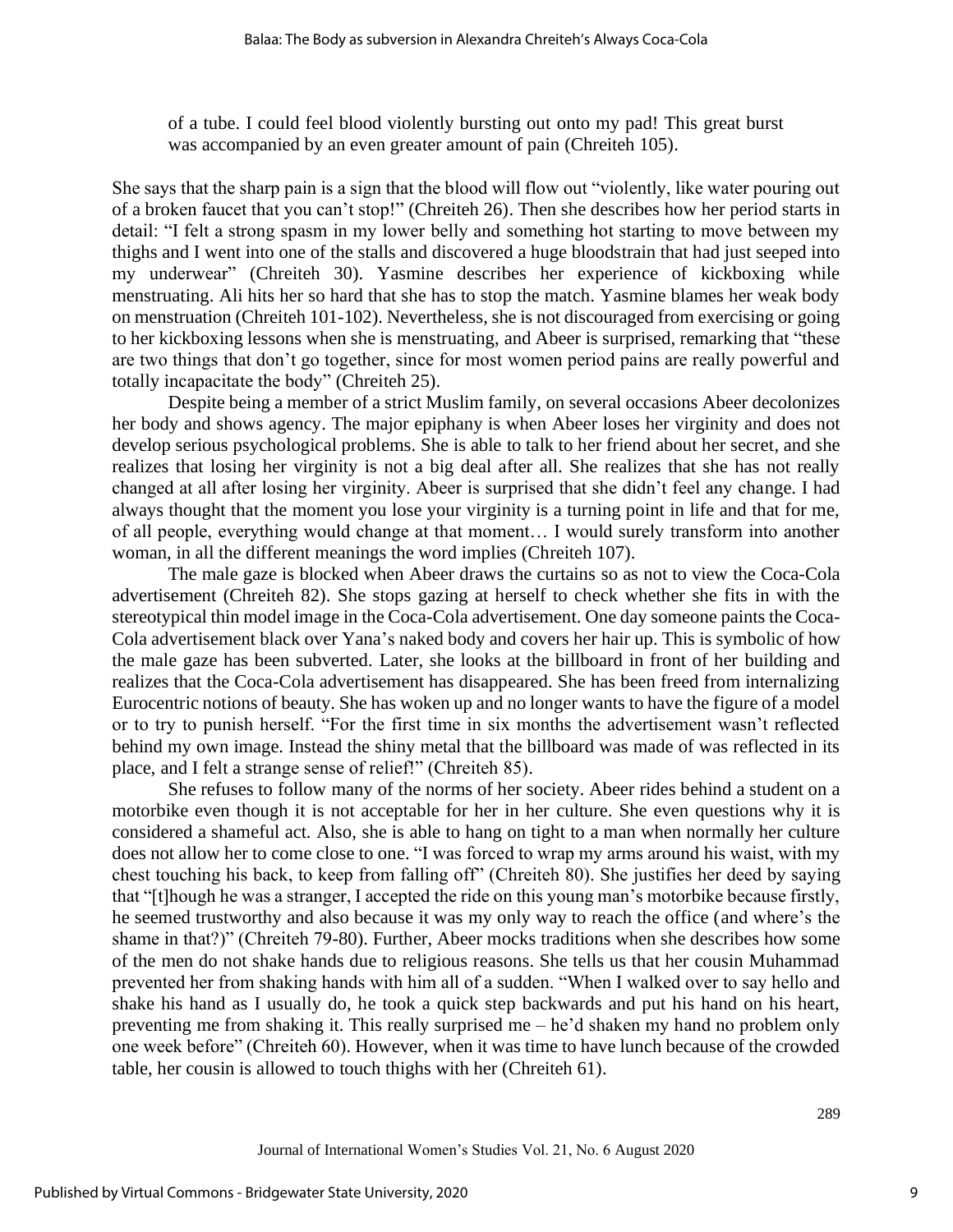of a tube. I could feel blood violently bursting out onto my pad! This great burst was accompanied by an even greater amount of pain (Chreiteh 105).

She says that the sharp pain is a sign that the blood will flow out "violently, like water pouring out of a broken faucet that you can't stop!" (Chreiteh 26). Then she describes how her period starts in detail: "I felt a strong spasm in my lower belly and something hot starting to move between my thighs and I went into one of the stalls and discovered a huge bloodstrain that had just seeped into my underwear" (Chreiteh 30). Yasmine describes her experience of kickboxing while menstruating. Ali hits her so hard that she has to stop the match. Yasmine blames her weak body on menstruation (Chreiteh 101-102). Nevertheless, she is not discouraged from exercising or going to her kickboxing lessons when she is menstruating, and Abeer is surprised, remarking that "these are two things that don't go together, since for most women period pains are really powerful and totally incapacitate the body" (Chreiteh 25).

Despite being a member of a strict Muslim family, on several occasions Abeer decolonizes her body and shows agency. The major epiphany is when Abeer loses her virginity and does not develop serious psychological problems. She is able to talk to her friend about her secret, and she realizes that losing her virginity is not a big deal after all. She realizes that she has not really changed at all after losing her virginity. Abeer is surprised that she didn't feel any change. I had always thought that the moment you lose your virginity is a turning point in life and that for me, of all people, everything would change at that moment… I would surely transform into another woman, in all the different meanings the word implies (Chreiteh 107).

The male gaze is blocked when Abeer draws the curtains so as not to view the Coca-Cola advertisement (Chreiteh 82). She stops gazing at herself to check whether she fits in with the stereotypical thin model image in the Coca-Cola advertisement. One day someone paints the Coca-Cola advertisement black over Yana's naked body and covers her hair up. This is symbolic of how the male gaze has been subverted. Later, she looks at the billboard in front of her building and realizes that the Coca-Cola advertisement has disappeared. She has been freed from internalizing Eurocentric notions of beauty. She has woken up and no longer wants to have the figure of a model or to try to punish herself. "For the first time in six months the advertisement wasn't reflected behind my own image. Instead the shiny metal that the billboard was made of was reflected in its place, and I felt a strange sense of relief!" (Chreiteh 85).

She refuses to follow many of the norms of her society. Abeer rides behind a student on a motorbike even though it is not acceptable for her in her culture. She even questions why it is considered a shameful act. Also, she is able to hang on tight to a man when normally her culture does not allow her to come close to one. "I was forced to wrap my arms around his waist, with my chest touching his back, to keep from falling off" (Chreiteh 80). She justifies her deed by saying that "[t]hough he was a stranger, I accepted the ride on this young man's motorbike because firstly, he seemed trustworthy and also because it was my only way to reach the office (and where's the shame in that?)" (Chreiteh 79-80). Further, Abeer mocks traditions when she describes how some of the men do not shake hands due to religious reasons. She tells us that her cousin Muhammad prevented her from shaking hands with him all of a sudden. "When I walked over to say hello and shake his hand as I usually do, he took a quick step backwards and put his hand on his heart, preventing me from shaking it. This really surprised me – he'd shaken my hand no problem only one week before" (Chreiteh 60). However, when it was time to have lunch because of the crowded table, her cousin is allowed to touch thighs with her (Chreiteh 61).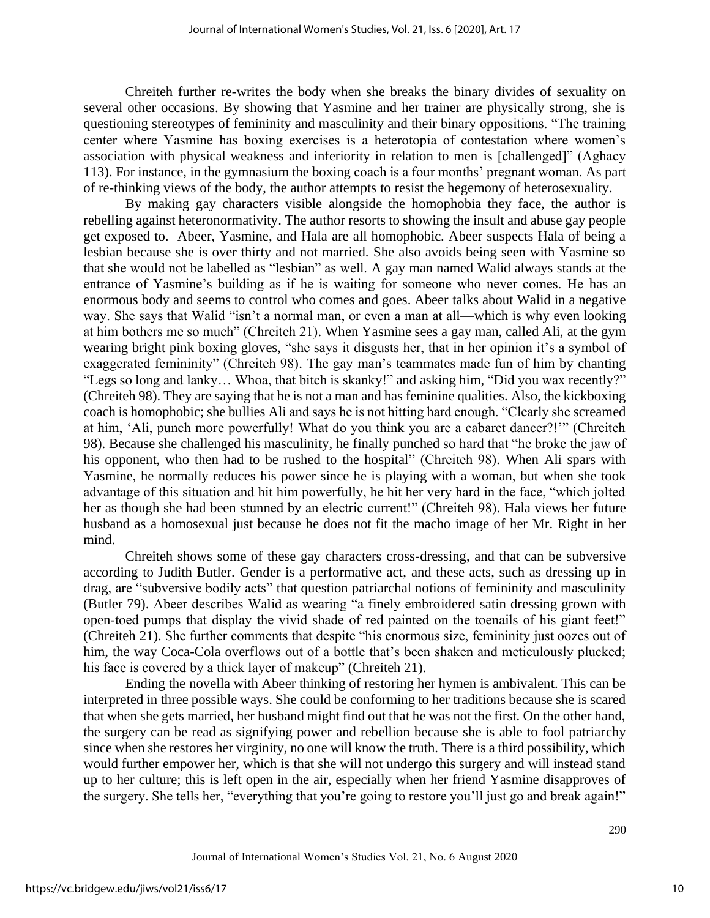Chreiteh further re-writes the body when she breaks the binary divides of sexuality on several other occasions. By showing that Yasmine and her trainer are physically strong, she is questioning stereotypes of femininity and masculinity and their binary oppositions. "The training center where Yasmine has boxing exercises is a heterotopia of contestation where women's association with physical weakness and inferiority in relation to men is [challenged]" (Aghacy 113). For instance, in the gymnasium the boxing coach is a four months' pregnant woman. As part of re-thinking views of the body, the author attempts to resist the hegemony of heterosexuality.

By making gay characters visible alongside the homophobia they face, the author is rebelling against heteronormativity. The author resorts to showing the insult and abuse gay people get exposed to. Abeer, Yasmine, and Hala are all homophobic. Abeer suspects Hala of being a lesbian because she is over thirty and not married. She also avoids being seen with Yasmine so that she would not be labelled as "lesbian" as well. A gay man named Walid always stands at the entrance of Yasmine's building as if he is waiting for someone who never comes. He has an enormous body and seems to control who comes and goes. Abeer talks about Walid in a negative way. She says that Walid "isn't a normal man, or even a man at all—which is why even looking at him bothers me so much" (Chreiteh 21). When Yasmine sees a gay man, called Ali, at the gym wearing bright pink boxing gloves, "she says it disgusts her, that in her opinion it's a symbol of exaggerated femininity" (Chreiteh 98). The gay man's teammates made fun of him by chanting "Legs so long and lanky… Whoa, that bitch is skanky!" and asking him, "Did you wax recently?" (Chreiteh 98). They are saying that he is not a man and has feminine qualities. Also, the kickboxing coach is homophobic; she bullies Ali and says he is not hitting hard enough. "Clearly she screamed at him, 'Ali, punch more powerfully! What do you think you are a cabaret dancer?!'" (Chreiteh 98). Because she challenged his masculinity, he finally punched so hard that "he broke the jaw of his opponent, who then had to be rushed to the hospital" (Chreiteh 98). When Ali spars with Yasmine, he normally reduces his power since he is playing with a woman, but when she took advantage of this situation and hit him powerfully, he hit her very hard in the face, "which jolted her as though she had been stunned by an electric current!" (Chreiteh 98). Hala views her future husband as a homosexual just because he does not fit the macho image of her Mr. Right in her mind.

Chreiteh shows some of these gay characters cross-dressing, and that can be subversive according to Judith Butler. Gender is a performative act, and these acts, such as dressing up in drag, are "subversive bodily acts" that question patriarchal notions of femininity and masculinity (Butler 79). Abeer describes Walid as wearing "a finely embroidered satin dressing grown with open-toed pumps that display the vivid shade of red painted on the toenails of his giant feet!" (Chreiteh 21). She further comments that despite "his enormous size, femininity just oozes out of him, the way Coca-Cola overflows out of a bottle that's been shaken and meticulously plucked; his face is covered by a thick layer of makeup" (Chreiteh 21).

Ending the novella with Abeer thinking of restoring her hymen is ambivalent. This can be interpreted in three possible ways. She could be conforming to her traditions because she is scared that when she gets married, her husband might find out that he was not the first. On the other hand, the surgery can be read as signifying power and rebellion because she is able to fool patriarchy since when she restores her virginity, no one will know the truth. There is a third possibility, which would further empower her, which is that she will not undergo this surgery and will instead stand up to her culture; this is left open in the air, especially when her friend Yasmine disapproves of the surgery. She tells her, "everything that you're going to restore you'll just go and break again!"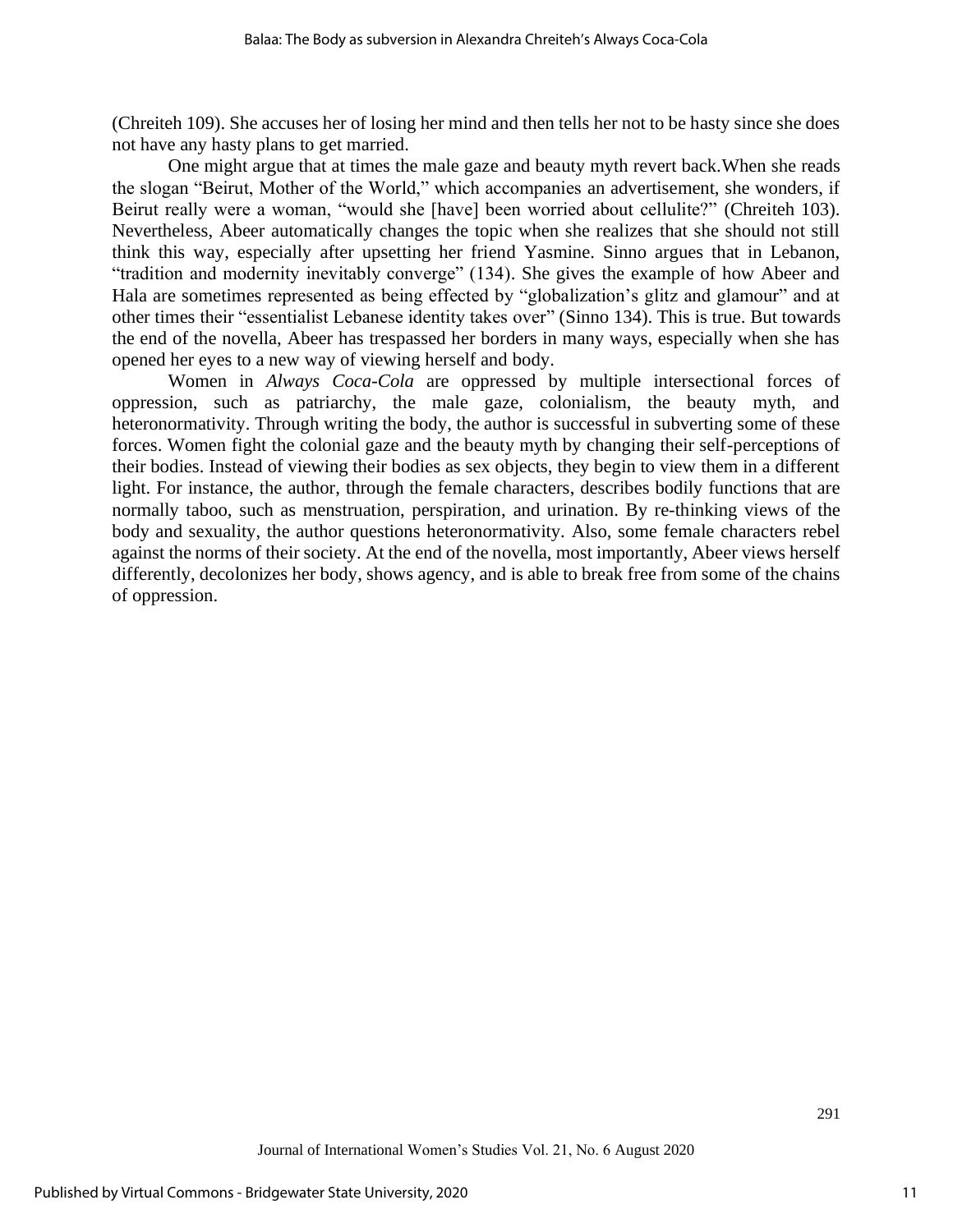(Chreiteh 109). She accuses her of losing her mind and then tells her not to be hasty since she does not have any hasty plans to get married.

One might argue that at times the male gaze and beauty myth revert back.When she reads the slogan "Beirut, Mother of the World," which accompanies an advertisement, she wonders, if Beirut really were a woman, "would she [have] been worried about cellulite?" (Chreiteh 103). Nevertheless, Abeer automatically changes the topic when she realizes that she should not still think this way, especially after upsetting her friend Yasmine. Sinno argues that in Lebanon, "tradition and modernity inevitably converge" (134). She gives the example of how Abeer and Hala are sometimes represented as being effected by "globalization's glitz and glamour" and at other times their "essentialist Lebanese identity takes over" (Sinno 134). This is true. But towards the end of the novella, Abeer has trespassed her borders in many ways, especially when she has opened her eyes to a new way of viewing herself and body.

Women in *Always Coca-Cola* are oppressed by multiple intersectional forces of oppression, such as patriarchy, the male gaze, colonialism, the beauty myth, and heteronormativity. Through writing the body, the author is successful in subverting some of these forces. Women fight the colonial gaze and the beauty myth by changing their self-perceptions of their bodies. Instead of viewing their bodies as sex objects, they begin to view them in a different light. For instance, the author, through the female characters, describes bodily functions that are normally taboo, such as menstruation, perspiration, and urination. By re-thinking views of the body and sexuality, the author questions heteronormativity. Also, some female characters rebel against the norms of their society. At the end of the novella, most importantly, Abeer views herself differently, decolonizes her body, shows agency, and is able to break free from some of the chains of oppression.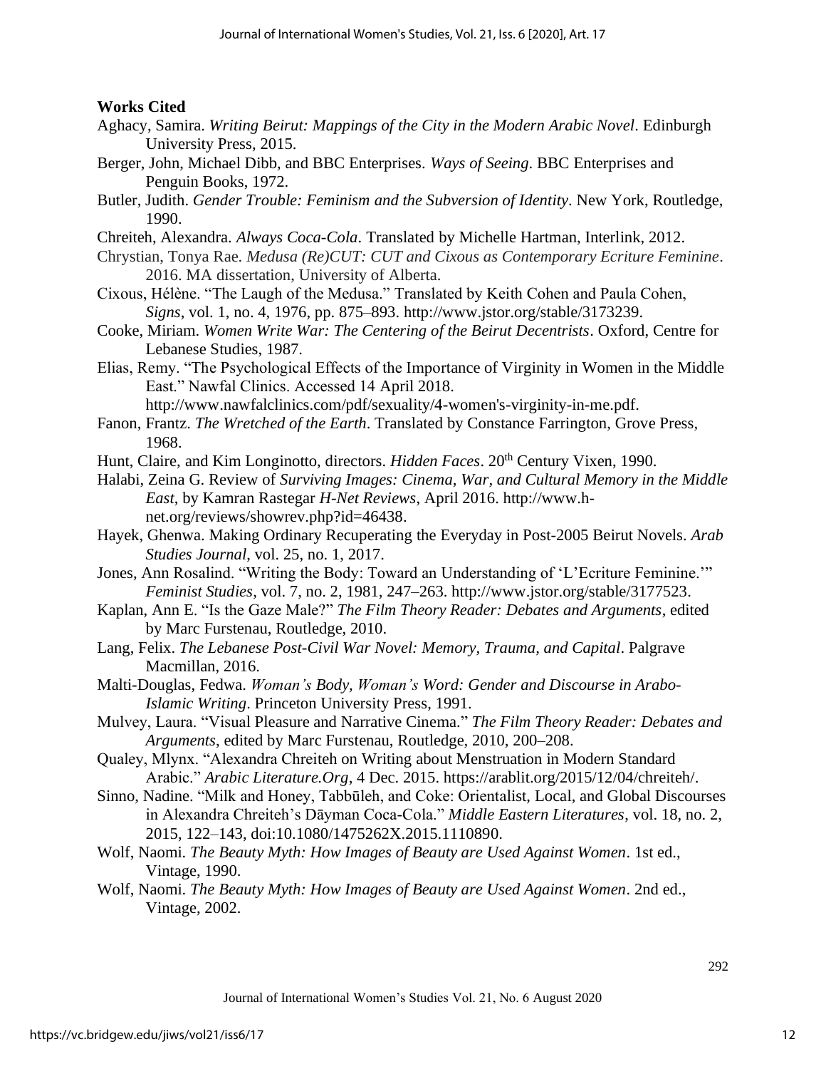**Works Cited**

Aghacy, Samira. *Writing Beirut: Mappings of the City in the Modern Arabic Novel*. Edinburgh University Press, 2015.

Berger, John, Michael Dibb, and BBC Enterprises. *Ways of Seeing*. BBC Enterprises and Penguin Books, 1972.

Butler, Judith. *Gender Trouble: Feminism and the Subversion of Identity*. New York, Routledge, 1990.

Chreiteh, Alexandra. *Always Coca-Cola*. Translated by Michelle Hartman, Interlink, 2012.

Chrystian, Tonya Rae. *Medusa (Re)CUT: CUT and Cixous as Contemporary Ecriture Feminine*. 2016. MA dissertation, University of Alberta.

Cixous, Hélène. "The Laugh of the Medusa." Translated by Keith Cohen and Paula Cohen, *Signs*, vol. 1, no. 4, 1976, pp. 875–893. http://www.jstor.org/stable/3173239.

Cooke, Miriam. *Women Write War: The Centering of the Beirut Decentrists*. Oxford, Centre for Lebanese Studies, 1987.

Elias, Remy. "The Psychological Effects of the Importance of Virginity in Women in the Middle East." Nawfal Clinics. Accessed 14 April 2018. http://www.nawfalclinics.com/pdf/sexuality/4-women's-virginity-in-me.pdf.

Fanon, Frantz. *The Wretched of the Earth*. Translated by Constance Farrington, Grove Press, 1968.

Hunt, Claire, and Kim Longinotto, directors. *Hidden Faces*. 20th Century Vixen, 1990.

Halabi, Zeina G. Review of *Surviving Images: Cinema, War, and Cultural Memory in the Middle East*, by Kamran Rastegar *H-Net Reviews*, April 2016. http://www.h-net.org/reviews/showrev.php?id=46438.

Hayek, Ghenwa. Making Ordinary Recuperating the Everyday in Post-2005 Beirut Novels. *Arab Studies Journal*, vol. 25, no. 1, 2017.

Jones, Ann Rosalind. "Writing the Body: Toward an Understanding of 'L'Ecriture Feminine.'" *Feminist Studies*, vol. 7, no. 2, 1981, 247–263. http://www.jstor.org/stable/3177523.

Kaplan, Ann E. "Is the Gaze Male?" *The Film Theory Reader: Debates and Arguments*, edited by Marc Furstenau, Routledge, 2010.

Lang, Felix. *The Lebanese Post-Civil War Novel: Memory, Trauma, and Capital*. Palgrave Macmillan, 2016.

Malti-Douglas, Fedwa. *Woman's Body, Woman's Word: Gender and Discourse in Arabo-Islamic Writing*. Princeton University Press, 1991.

Mulvey, Laura. "Visual Pleasure and Narrative Cinema." *The Film Theory Reader: Debates and Arguments*, edited by Marc Furstenau, Routledge, 2010, 200–208.

Qualey, Mlynx. "Alexandra Chreiteh on Writing about Menstruation in Modern Standard Arabic." *Arabic Literature.Org*, 4 Dec. 2015. https://arablit.org/2015/12/04/chreiteh/.

Sinno, Nadine. "Milk and Honey, Tabbūleh, and Coke: Orientalist, Local, and Global Discourses in Alexandra Chreiteh's Dāyman Coca-Cola." *Middle Eastern Literatures*, vol. 18, no. 2, 2015, 122–143, doi:10.1080/1475262X.2015.1110890.

Wolf, Naomi. *The Beauty Myth: How Images of Beauty are Used Against Women*. 1st ed., Vintage, 1990.

Wolf, Naomi. *The Beauty Myth: How Images of Beauty are Used Against Women*. 2nd ed., Vintage, 2002.